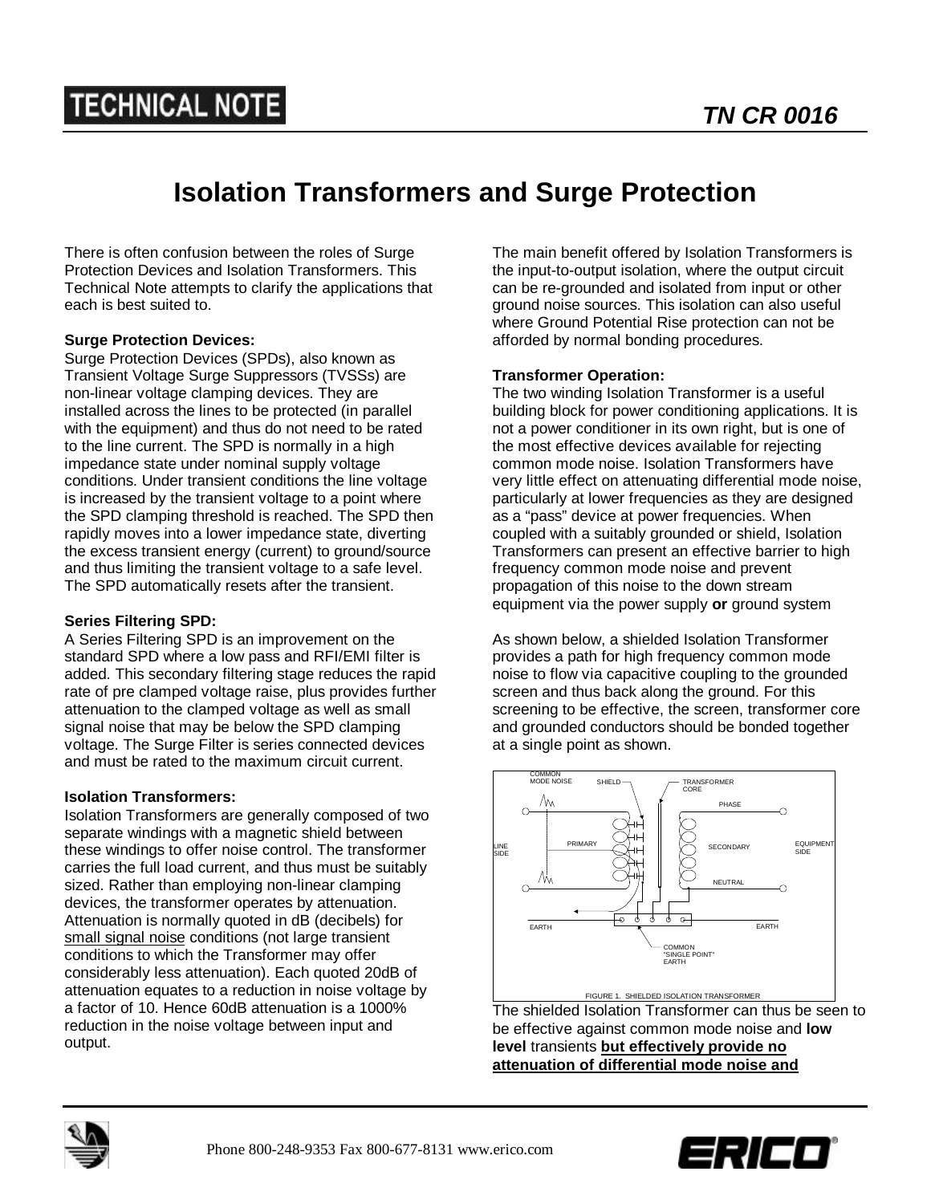# Isolation Transformers and Surge Protection

There is often confusion between the roles of Surge Protection Devices and Isolation Transformers. This Technical Note attempts to clarify the applications that each is best suited to.

**Surge Protection Devices:**
Surge Protection Devices (SPDs), also known as Transient Voltage Surge Suppressors (TVSSs) are non-linear voltage clamping devices. They are installed across the lines to be protected (in parallel with the equipment) and thus do not need to be rated to the line current. The SPD is normally in a high impedance state under nominal supply voltage conditions. Under transient conditions the line voltage is increased by the transient voltage to a point where the SPD clamping threshold is reached. The SPD then rapidly moves into a lower impedance state, diverting the excess transient energy (current) to ground/source and thus limiting the transient voltage to a safe level. The SPD automatically resets after the transient.

**Series Filtering SPD:**
A Series Filtering SPD is an improvement on the standard SPD where a low pass and RFI/EMI filter is added. This secondary filtering stage reduces the rapid rate of pre clamped voltage raise, plus provides further attenuation to the clamped voltage as well as small signal noise that may be below the SPD clamping voltage. The Surge Filter is series connected devices and must be rated to the maximum circuit current.

**Isolation Transformers:**
Isolation Transformers are generally composed of two separate windings with a magnetic shield between these windings to offer noise control. The transformer carries the full load current, and thus must be suitably sized. Rather than employing non-linear clamping devices, the transformer operates by attenuation. Attenuation is normally quoted in dB (decibels) for <u>small signal noise</u> conditions (not large transient conditions to which the Transformer may offer considerably less attenuation). Each quoted 20dB of attenuation equates to a reduction in noise voltage by a factor of 10. Hence 60dB attenuation is a 1000% reduction in the noise voltage between input and output.

The main benefit offered by Isolation Transformers is the input-to-output isolation, where the output circuit can be re-grounded and isolated from input or other ground noise sources. This isolation can also useful where Ground Potential Rise protection can not be afforded by normal bonding procedures.

**Transformer Operation:**
The two winding Isolation Transformer is a useful building block for power conditioning applications. It is not a power conditioner in its own right, but is one of the most effective devices available for rejecting common mode noise. Isolation Transformers have very little effect on attenuating differential mode noise, particularly at lower frequencies as they are designed as a "pass" device at power frequencies. When coupled with a suitably grounded or shield, Isolation Transformers can present an effective barrier to high frequency common mode noise and prevent propagation of this noise to the down stream equipment via the power supply **or** ground system

As shown below, a shielded Isolation Transformer provides a path for high frequency common mode noise to flow via capacitive coupling to the grounded screen and thus back along the ground. For this screening to be effective, the screen, transformer core and grounded conductors should be bonded together at a single point as shown.

FIGURE 1. SHIELDED ISOLATION TRANSFORMER

The shielded Isolation Transformer can thus be seen to be effective against common mode noise and **low level** transients **<u>but effectively provide no attenuation of differential mode noise and</u>**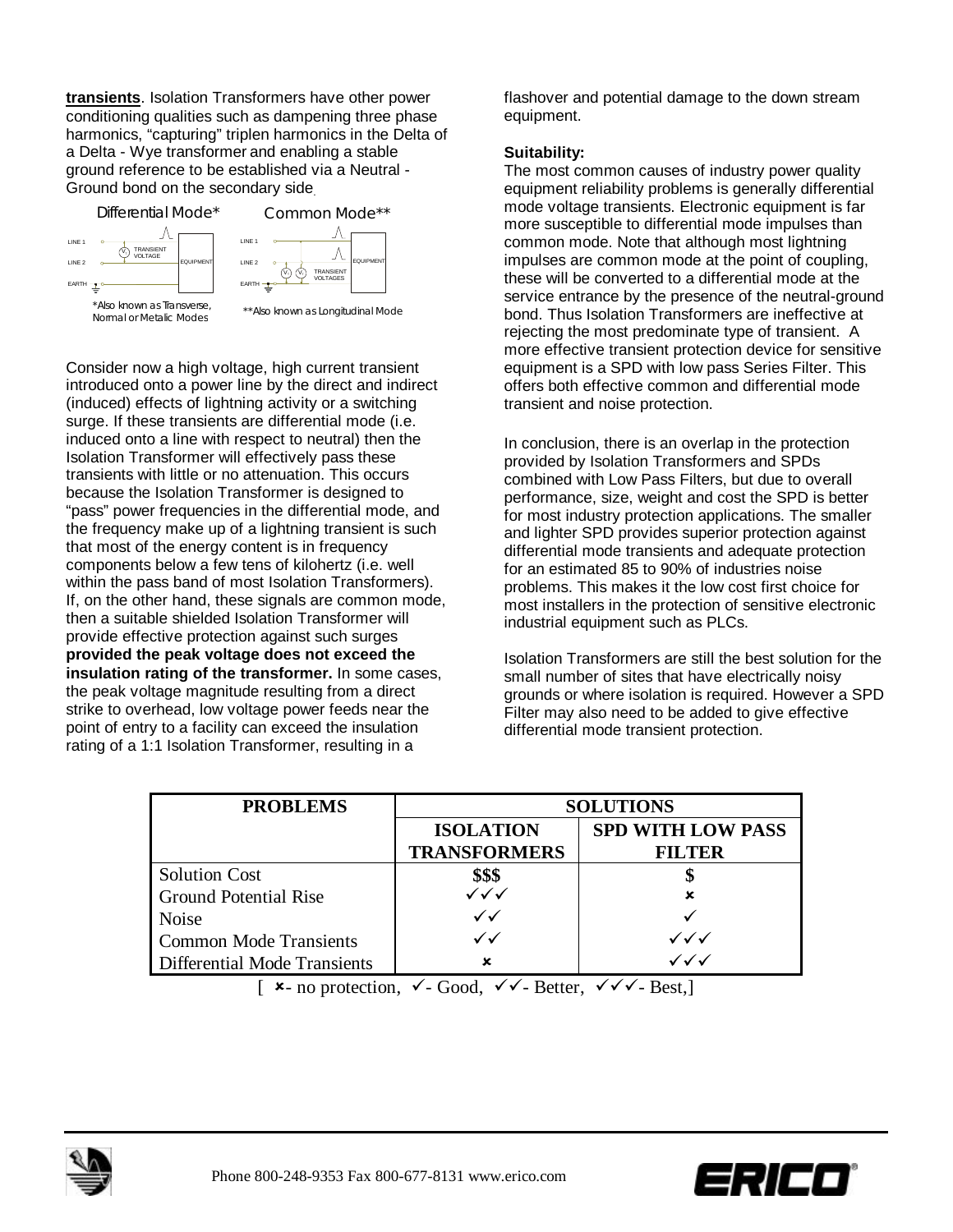**transients**. Isolation Transformers have other power conditioning qualities such as dampening three phase harmonics, "capturing" triplen harmonics in the Delta of a Delta - Wye transformer and enabling a stable ground reference to be established via a Neutral - Ground bond on the secondary side.

Differential Mode*

LINE 1
LINE 2
EARTH
TRANSIENT VOLTAGE
EQUIPMENT

Common Mode**

LINE 1
LINE 2
EARTH
TRANSIENT VOLTAGES
EQUIPMENT

*Also known as Transverse, Normal or Metalic Modes

**Also known as Longitudinal Mode

Consider now a high voltage, high current transient introduced onto a power line by the direct and indirect (induced) effects of lightning activity or a switching surge. If these transients are differential mode (i.e. induced onto a line with respect to neutral) then the Isolation Transformer will effectively pass these transients with little or no attenuation. This occurs because the Isolation Transformer is designed to "pass" power frequencies in the differential mode, and the frequency make up of a lightning transient is such that most of the energy content is in frequency components below a few tens of kilohertz (i.e. well within the pass band of most Isolation Transformers). If, on the other hand, these signals are common mode, then a suitable shielded Isolation Transformer will provide effective protection against such surges **provided the peak voltage does not exceed the insulation rating of the transformer.** In some cases, the peak voltage magnitude resulting from a direct strike to overhead, low voltage power feeds near the point of entry to a facility can exceed the insulation rating of a 1:1 Isolation Transformer, resulting in a flashover and potential damage to the down stream equipment.

**Suitability:**

The most common causes of industry power quality equipment reliability problems is generally differential mode voltage transients. Electronic equipment is far more susceptible to differential mode impulses than common mode. Note that although most lightning impulses are common mode at the point of coupling, these will be converted to a differential mode at the service entrance by the presence of the neutral-ground bond. Thus Isolation Transformers are ineffective at rejecting the most predominate type of transient. A more effective transient protection device for sensitive equipment is a SPD with low pass Series Filter. This offers both effective common and differential mode transient and noise protection.

In conclusion, there is an overlap in the protection provided by Isolation Transformers and SPDs combined with Low Pass Filters, but due to overall performance, size, weight and cost the SPD is better for most industry protection applications. The smaller and lighter SPD provides superior protection against differential mode transients and adequate protection for an estimated 85 to 90% of industries noise problems. This makes it the low cost first choice for most installers in the protection of sensitive electronic industrial equipment such as PLCs.

Isolation Transformers are still the best solution for the small number of sites that have electrically noisy grounds or where isolation is required. However a SPD Filter may also need to be added to give effective differential mode transient protection.

| PROBLEMS | SOLUTIONS | |
|---|---|---|
| | ISOLATION TRANSFORMERS | SPD WITH LOW PASS FILTER |
| Solution Cost | $$$ | $ |
| Ground Potential Rise | ✓✓✓ | ✗ |
| Noise | ✓✓ | ✓ |
| Common Mode Transients | ✓✓ | ✓✓✓ |
| Differential Mode Transients | ✗ | ✓✓✓ |

[ ✗- no protection, ✓- Good, ✓✓- Better, ✓✓✓- Best,]

Phone 800-248-9353 Fax 800-677-8131 www.erico.com